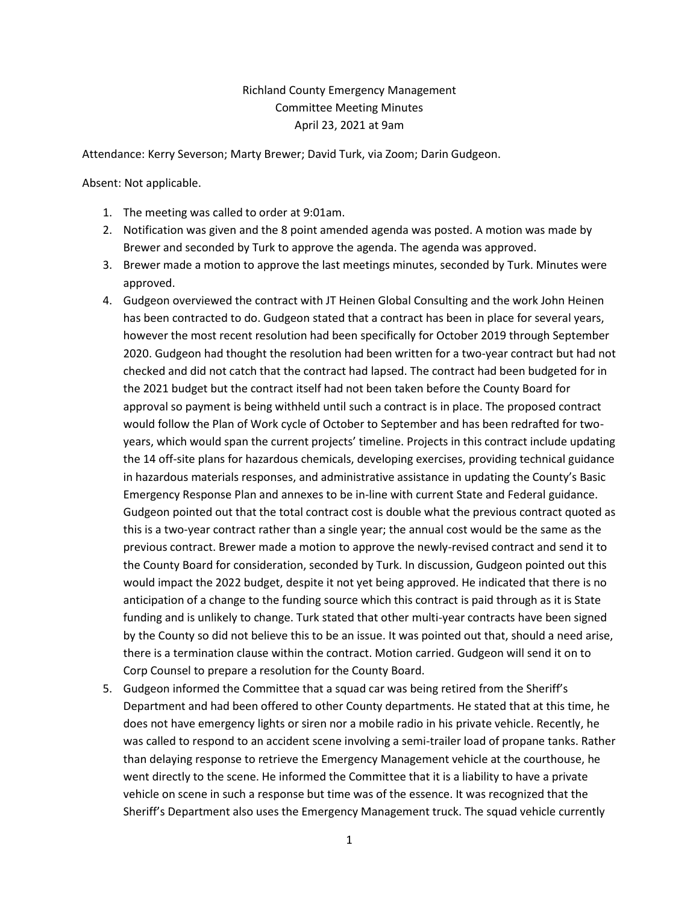Richland County Emergency Management
Committee Meeting Minutes
April 23, 2021 at 9am

Attendance: Kerry Severson; Marty Brewer; David Turk, via Zoom; Darin Gudgeon.

Absent: Not applicable.

1. The meeting was called to order at 9:01am.
2. Notification was given and the 8 point amended agenda was posted. A motion was made by Brewer and seconded by Turk to approve the agenda. The agenda was approved.
3. Brewer made a motion to approve the last meetings minutes, seconded by Turk. Minutes were approved.
4. Gudgeon overviewed the contract with JT Heinen Global Consulting and the work John Heinen has been contracted to do. Gudgeon stated that a contract has been in place for several years, however the most recent resolution had been specifically for October 2019 through September 2020. Gudgeon had thought the resolution had been written for a two-year contract but had not checked and did not catch that the contract had lapsed. The contract had been budgeted for in the 2021 budget but the contract itself had not been taken before the County Board for approval so payment is being withheld until such a contract is in place. The proposed contract would follow the Plan of Work cycle of October to September and has been redrafted for two-years, which would span the current projects' timeline. Projects in this contract include updating the 14 off-site plans for hazardous chemicals, developing exercises, providing technical guidance in hazardous materials responses, and administrative assistance in updating the County's Basic Emergency Response Plan and annexes to be in-line with current State and Federal guidance. Gudgeon pointed out that the total contract cost is double what the previous contract quoted as this is a two-year contract rather than a single year; the annual cost would be the same as the previous contract. Brewer made a motion to approve the newly-revised contract and send it to the County Board for consideration, seconded by Turk. In discussion, Gudgeon pointed out this would impact the 2022 budget, despite it not yet being approved. He indicated that there is no anticipation of a change to the funding source which this contract is paid through as it is State funding and is unlikely to change. Turk stated that other multi-year contracts have been signed by the County so did not believe this to be an issue. It was pointed out that, should a need arise, there is a termination clause within the contract. Motion carried. Gudgeon will send it on to Corp Counsel to prepare a resolution for the County Board.
5. Gudgeon informed the Committee that a squad car was being retired from the Sheriff's Department and had been offered to other County departments. He stated that at this time, he does not have emergency lights or siren nor a mobile radio in his private vehicle. Recently, he was called to respond to an accident scene involving a semi-trailer load of propane tanks. Rather than delaying response to retrieve the Emergency Management vehicle at the courthouse, he went directly to the scene. He informed the Committee that it is a liability to have a private vehicle on scene in such a response but time was of the essence. It was recognized that the Sheriff's Department also uses the Emergency Management truck. The squad vehicle currently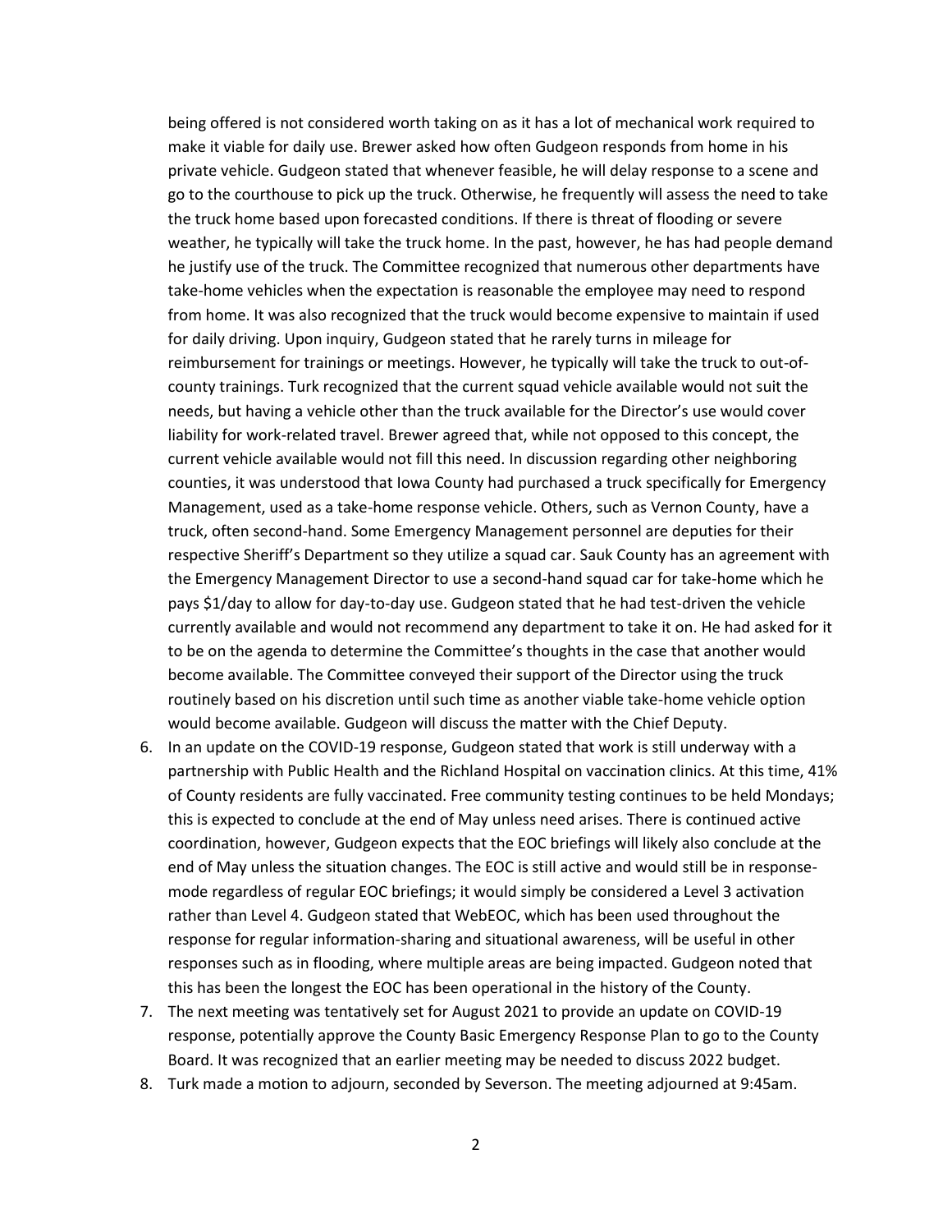being offered is not considered worth taking on as it has a lot of mechanical work required to make it viable for daily use. Brewer asked how often Gudgeon responds from home in his private vehicle. Gudgeon stated that whenever feasible, he will delay response to a scene and go to the courthouse to pick up the truck. Otherwise, he frequently will assess the need to take the truck home based upon forecasted conditions. If there is threat of flooding or severe weather, he typically will take the truck home. In the past, however, he has had people demand he justify use of the truck. The Committee recognized that numerous other departments have take-home vehicles when the expectation is reasonable the employee may need to respond from home. It was also recognized that the truck would become expensive to maintain if used for daily driving. Upon inquiry, Gudgeon stated that he rarely turns in mileage for reimbursement for trainings or meetings. However, he typically will take the truck to out-of-county trainings. Turk recognized that the current squad vehicle available would not suit the needs, but having a vehicle other than the truck available for the Director's use would cover liability for work-related travel. Brewer agreed that, while not opposed to this concept, the current vehicle available would not fill this need. In discussion regarding other neighboring counties, it was understood that Iowa County had purchased a truck specifically for Emergency Management, used as a take-home response vehicle. Others, such as Vernon County, have a truck, often second-hand. Some Emergency Management personnel are deputies for their respective Sheriff's Department so they utilize a squad car. Sauk County has an agreement with the Emergency Management Director to use a second-hand squad car for take-home which he pays $1/day to allow for day-to-day use. Gudgeon stated that he had test-driven the vehicle currently available and would not recommend any department to take it on. He had asked for it to be on the agenda to determine the Committee's thoughts in the case that another would become available. The Committee conveyed their support of the Director using the truck routinely based on his discretion until such time as another viable take-home vehicle option would become available. Gudgeon will discuss the matter with the Chief Deputy.

6. In an update on the COVID-19 response, Gudgeon stated that work is still underway with a partnership with Public Health and the Richland Hospital on vaccination clinics. At this time, 41% of County residents are fully vaccinated. Free community testing continues to be held Mondays; this is expected to conclude at the end of May unless need arises. There is continued active coordination, however, Gudgeon expects that the EOC briefings will likely also conclude at the end of May unless the situation changes. The EOC is still active and would still be in response-mode regardless of regular EOC briefings; it would simply be considered a Level 3 activation rather than Level 4. Gudgeon stated that WebEOC, which has been used throughout the response for regular information-sharing and situational awareness, will be useful in other responses such as in flooding, where multiple areas are being impacted. Gudgeon noted that this has been the longest the EOC has been operational in the history of the County.
7. The next meeting was tentatively set for August 2021 to provide an update on COVID-19 response, potentially approve the County Basic Emergency Response Plan to go to the County Board. It was recognized that an earlier meeting may be needed to discuss 2022 budget.
8. Turk made a motion to adjourn, seconded by Severson. The meeting adjourned at 9:45am.